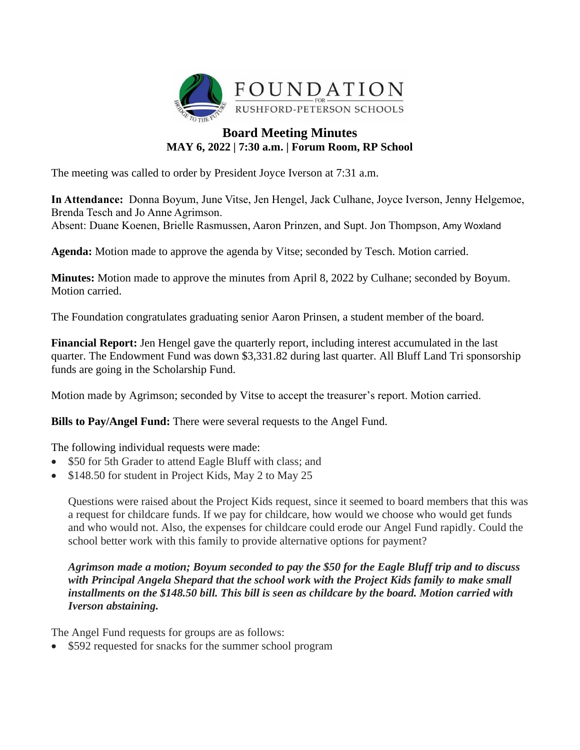FOUNDATION FOR RUSHFORD-PETERSON SCHOOLS

# Board Meeting Minutes

**MAY 6, 2022 | 7:30 a.m. | Forum Room, RP School**

The meeting was called to order by President Joyce Iverson at 7:31 a.m.

**In Attendance:** Donna Boyum, June Vitse, Jen Hengel, Jack Culhane, Joyce Iverson, Jenny Helgemoe, Brenda Tesch and Jo Anne Agrimson.
Absent: Duane Koenen, Brielle Rasmussen, Aaron Prinzen, and Supt. Jon Thompson, Amy Woxland

**Agenda:** Motion made to approve the agenda by Vitse; seconded by Tesch. Motion carried.

**Minutes:** Motion made to approve the minutes from April 8, 2022 by Culhane; seconded by Boyum. Motion carried.

The Foundation congratulates graduating senior Aaron Prinsen, a student member of the board.

**Financial Report:** Jen Hengel gave the quarterly report, including interest accumulated in the last quarter. The Endowment Fund was down $3,331.82 during last quarter. All Bluff Land Tri sponsorship funds are going in the Scholarship Fund.

Motion made by Agrimson; seconded by Vitse to accept the treasurer's report. Motion carried.

**Bills to Pay/Angel Fund:** There were several requests to the Angel Fund.

The following individual requests were made:

- $50 for 5th Grader to attend Eagle Bluff with class; and
- $148.50 for student in Project Kids, May 2 to May 25

  Questions were raised about the Project Kids request, since it seemed to board members that this was a request for childcare funds. If we pay for childcare, how would we choose who would get funds and who would not. Also, the expenses for childcare could erode our Angel Fund rapidly. Could the school better work with this family to provide alternative options for payment?

  ***Agrimson made a motion; Boyum seconded to pay the $50 for the Eagle Bluff trip and to discuss with Principal Angela Shepard that the school work with the Project Kids family to make small installments on the $148.50 bill. This bill is seen as childcare by the board. Motion carried with Iverson abstaining.***

The Angel Fund requests for groups are as follows:

- $592 requested for snacks for the summer school program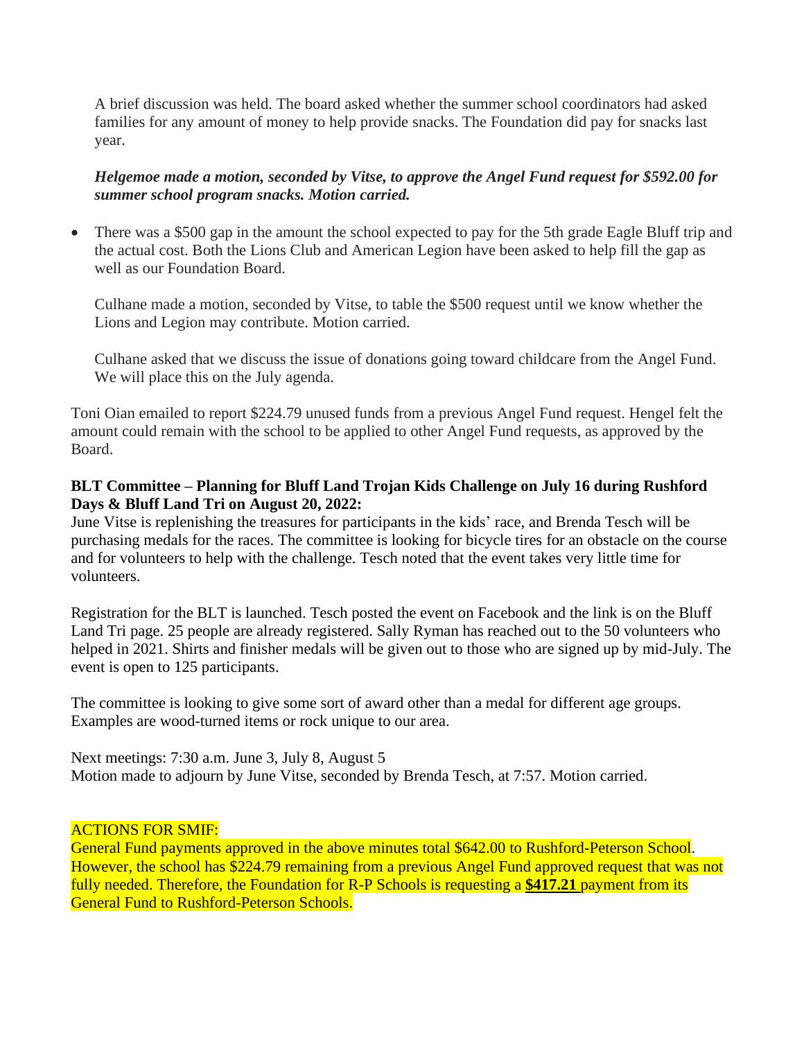A brief discussion was held. The board asked whether the summer school coordinators had asked families for any amount of money to help provide snacks. The Foundation did pay for snacks last year.

***Helgemoe made a motion, seconded by Vitse, to approve the Angel Fund request for $592.00 for summer school program snacks. Motion carried.***

- There was a $500 gap in the amount the school expected to pay for the 5th grade Eagle Bluff trip and the actual cost. Both the Lions Club and American Legion have been asked to help fill the gap as well as our Foundation Board.

  Culhane made a motion, seconded by Vitse, to table the $500 request until we know whether the Lions and Legion may contribute. Motion carried.

  Culhane asked that we discuss the issue of donations going toward childcare from the Angel Fund. We will place this on the July agenda.

Toni Oian emailed to report $224.79 unused funds from a previous Angel Fund request. Hengel felt the amount could remain with the school to be applied to other Angel Fund requests, as approved by the Board.

**BLT Committee – Planning for Bluff Land Trojan Kids Challenge on July 16 during Rushford Days & Bluff Land Tri on August 20, 2022:**
June Vitse is replenishing the treasures for participants in the kids' race, and Brenda Tesch will be purchasing medals for the races. The committee is looking for bicycle tires for an obstacle on the course and for volunteers to help with the challenge. Tesch noted that the event takes very little time for volunteers.

Registration for the BLT is launched. Tesch posted the event on Facebook and the link is on the Bluff Land Tri page. 25 people are already registered. Sally Ryman has reached out to the 50 volunteers who helped in 2021. Shirts and finisher medals will be given out to those who are signed up by mid-July. The event is open to 125 participants.

The committee is looking to give some sort of award other than a medal for different age groups. Examples are wood-turned items or rock unique to our area.

Next meetings: 7:30 a.m. June 3, July 8, August 5
Motion made to adjourn by June Vitse, seconded by Brenda Tesch, at 7:57. Motion carried.

ACTIONS FOR SMIF:
General Fund payments approved in the above minutes total $642.00 to Rushford-Peterson School. However, the school has $224.79 remaining from a previous Angel Fund approved request that was not fully needed. Therefore, the Foundation for R-P Schools is requesting a **$417.21** payment from its General Fund to Rushford-Peterson Schools.